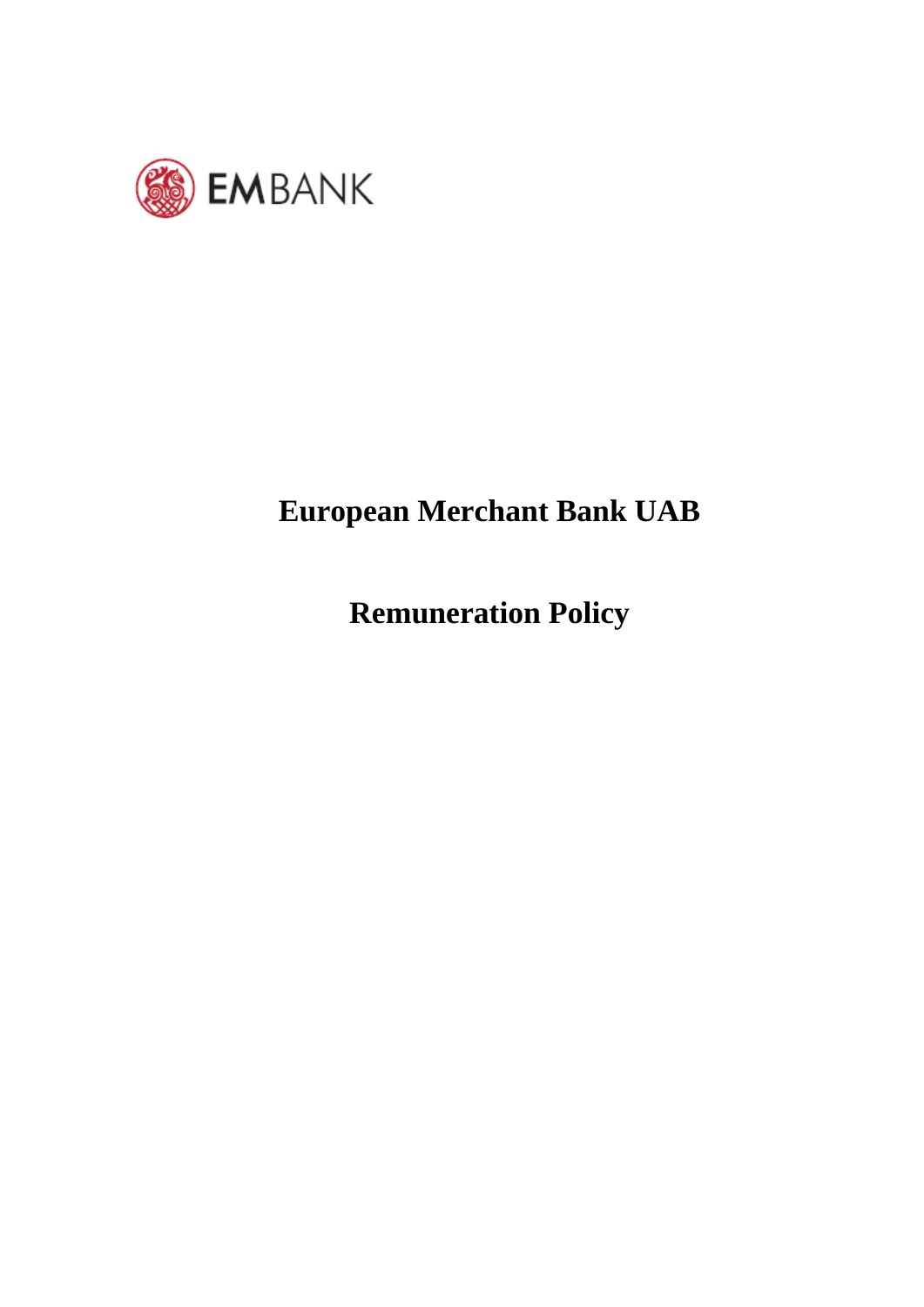EMBANK

# European Merchant Bank UAB

# Remuneration Policy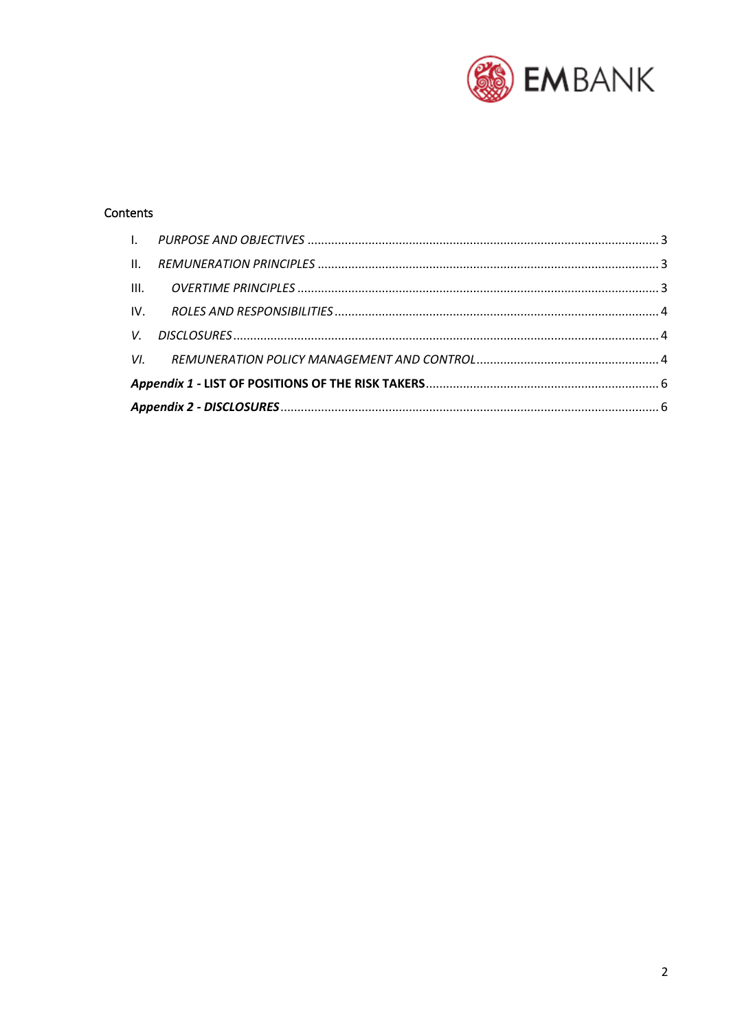Contents

I. *PURPOSE AND OBJECTIVES* ..... 3

II. *REMUNERATION PRINCIPLES* ..... 3

III. *OVERTIME PRINCIPLES* ..... 3

IV. *ROLES AND RESPONSIBILITIES* ..... 4

*V. DISCLOSURES* ..... 4

*VI. REMUNERATION POLICY MANAGEMENT AND CONTROL* ..... 4

***Appendix 1*** **- LIST OF POSITIONS OF THE RISK TAKERS** ..... 6

***Appendix 2 - DISCLOSURES*** ..... 6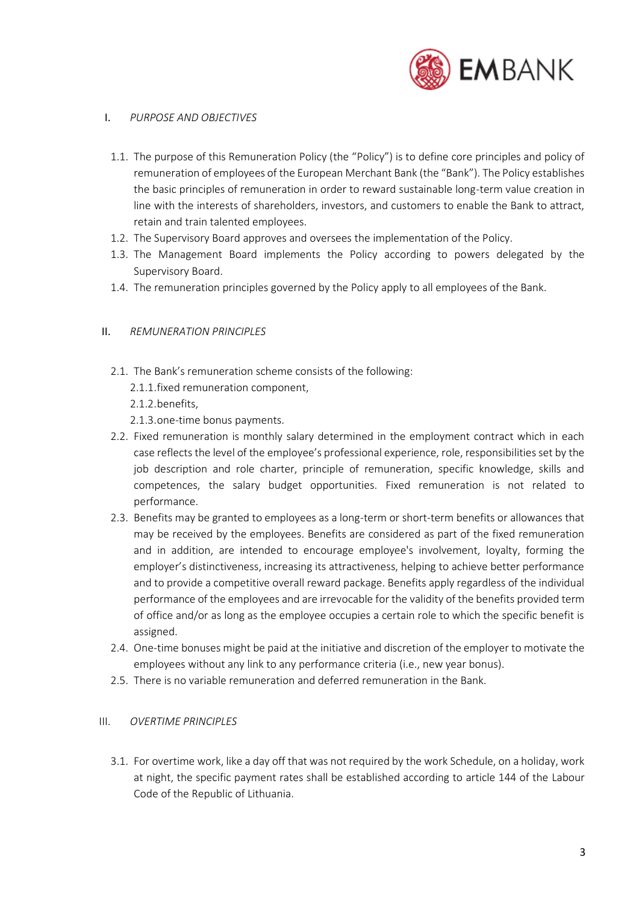## I. *PURPOSE AND OBJECTIVES*

1.1. The purpose of this Remuneration Policy (the "Policy") is to define core principles and policy of remuneration of employees of the European Merchant Bank (the "Bank"). The Policy establishes the basic principles of remuneration in order to reward sustainable long-term value creation in line with the interests of shareholders, investors, and customers to enable the Bank to attract, retain and train talented employees.

1.2. The Supervisory Board approves and oversees the implementation of the Policy.

1.3. The Management Board implements the Policy according to powers delegated by the Supervisory Board.

1.4. The remuneration principles governed by the Policy apply to all employees of the Bank.

## II. *REMUNERATION PRINCIPLES*

2.1. The Bank's remuneration scheme consists of the following:

2.1.1. fixed remuneration component,

2.1.2. benefits,

2.1.3. one-time bonus payments.

2.2. Fixed remuneration is monthly salary determined in the employment contract which in each case reflects the level of the employee's professional experience, role, responsibilities set by the job description and role charter, principle of remuneration, specific knowledge, skills and competences, the salary budget opportunities. Fixed remuneration is not related to performance.

2.3. Benefits may be granted to employees as a long-term or short-term benefits or allowances that may be received by the employees. Benefits are considered as part of the fixed remuneration and in addition, are intended to encourage employee's involvement, loyalty, forming the employer's distinctiveness, increasing its attractiveness, helping to achieve better performance and to provide a competitive overall reward package. Benefits apply regardless of the individual performance of the employees and are irrevocable for the validity of the benefits provided term of office and/or as long as the employee occupies a certain role to which the specific benefit is assigned.

2.4. One-time bonuses might be paid at the initiative and discretion of the employer to motivate the employees without any link to any performance criteria (i.e., new year bonus).

2.5. There is no variable remuneration and deferred remuneration in the Bank.

## III. *OVERTIME PRINCIPLES*

3.1. For overtime work, like a day off that was not required by the work Schedule, on a holiday, work at night, the specific payment rates shall be established according to article 144 of the Labour Code of the Republic of Lithuania.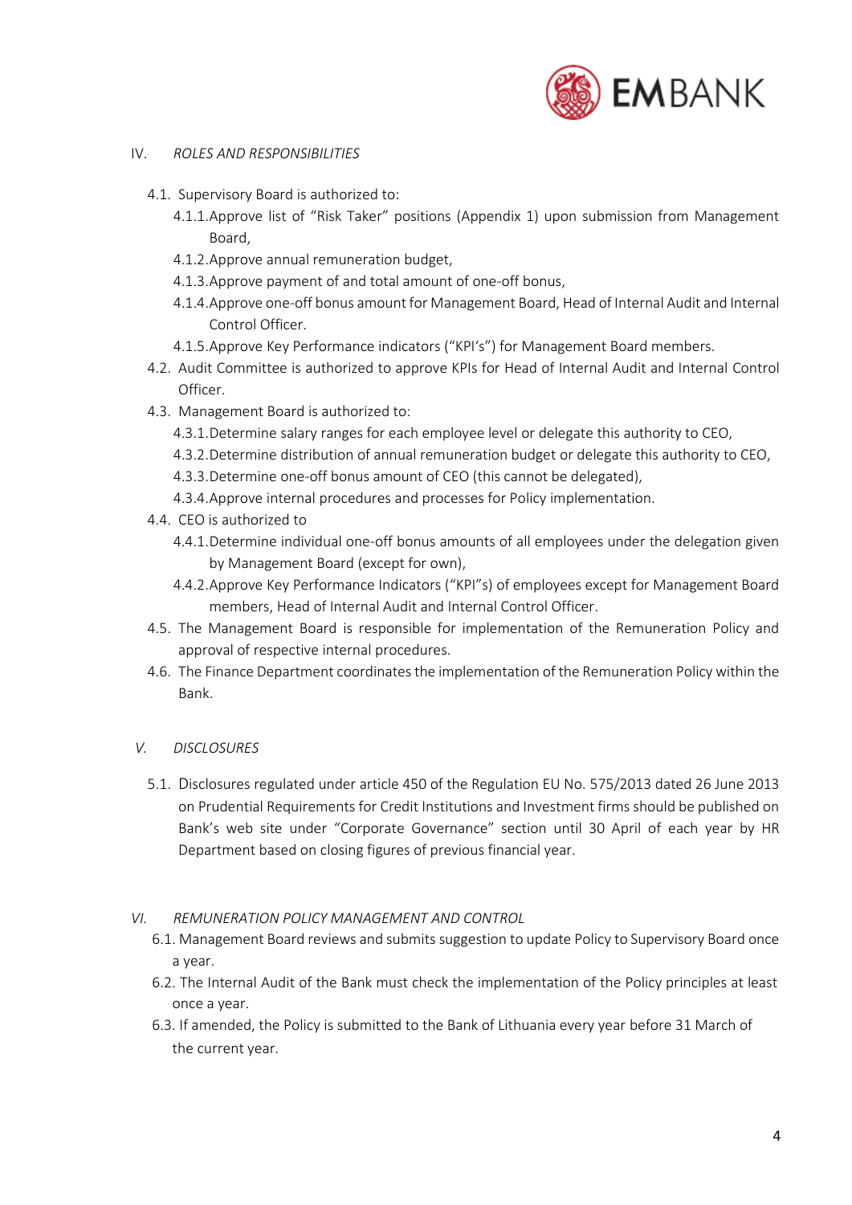## IV. *ROLES AND RESPONSIBILITIES*

4.1. Supervisory Board is authorized to:

4.1.1. Approve list of "Risk Taker" positions (Appendix 1) upon submission from Management Board,

4.1.2. Approve annual remuneration budget,

4.1.3. Approve payment of and total amount of one-off bonus,

4.1.4. Approve one-off bonus amount for Management Board, Head of Internal Audit and Internal Control Officer.

4.1.5. Approve Key Performance indicators ("KPI's") for Management Board members.

4.2. Audit Committee is authorized to approve KPIs for Head of Internal Audit and Internal Control Officer.

4.3. Management Board is authorized to:

4.3.1. Determine salary ranges for each employee level or delegate this authority to CEO,

4.3.2. Determine distribution of annual remuneration budget or delegate this authority to CEO,

4.3.3. Determine one-off bonus amount of CEO (this cannot be delegated),

4.3.4. Approve internal procedures and processes for Policy implementation.

4.4. CEO is authorized to

4.4.1. Determine individual one-off bonus amounts of all employees under the delegation given by Management Board (except for own),

4.4.2. Approve Key Performance Indicators ("KPI"s) of employees except for Management Board members, Head of Internal Audit and Internal Control Officer.

4.5. The Management Board is responsible for implementation of the Remuneration Policy and approval of respective internal procedures.

4.6. The Finance Department coordinates the implementation of the Remuneration Policy within the Bank.

## V. *DISCLOSURES*

5.1. Disclosures regulated under article 450 of the Regulation EU No. 575/2013 dated 26 June 2013 on Prudential Requirements for Credit Institutions and Investment firms should be published on Bank's web site under "Corporate Governance" section until 30 April of each year by HR Department based on closing figures of previous financial year.

## VI. *REMUNERATION POLICY MANAGEMENT AND CONTROL*

6.1. Management Board reviews and submits suggestion to update Policy to Supervisory Board once a year.

6.2. The Internal Audit of the Bank must check the implementation of the Policy principles at least once a year.

6.3. If amended, the Policy is submitted to the Bank of Lithuania every year before 31 March of the current year.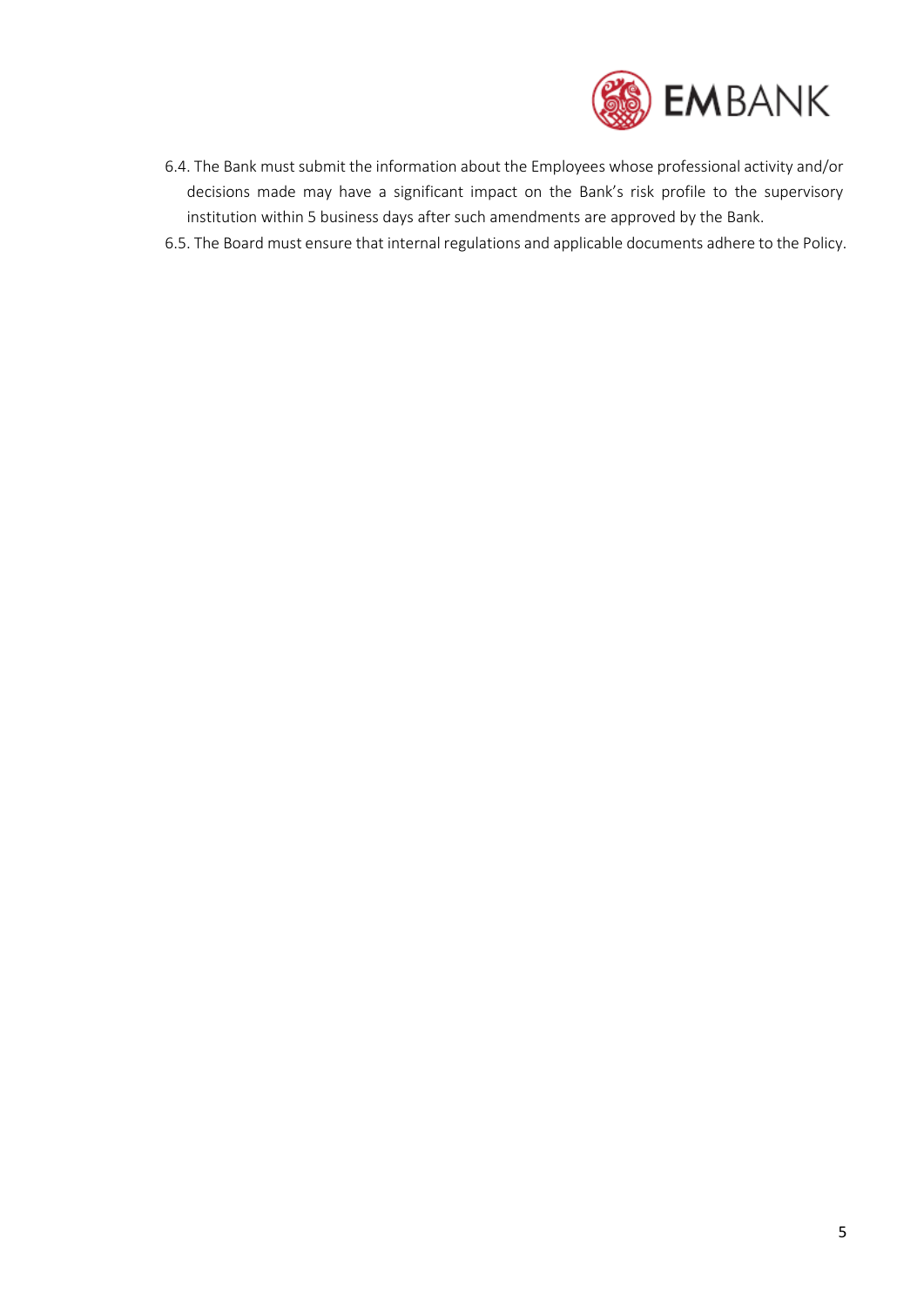6.4. The Bank must submit the information about the Employees whose professional activity and/or decisions made may have a significant impact on the Bank's risk profile to the supervisory institution within 5 business days after such amendments are approved by the Bank.

6.5. The Board must ensure that internal regulations and applicable documents adhere to the Policy.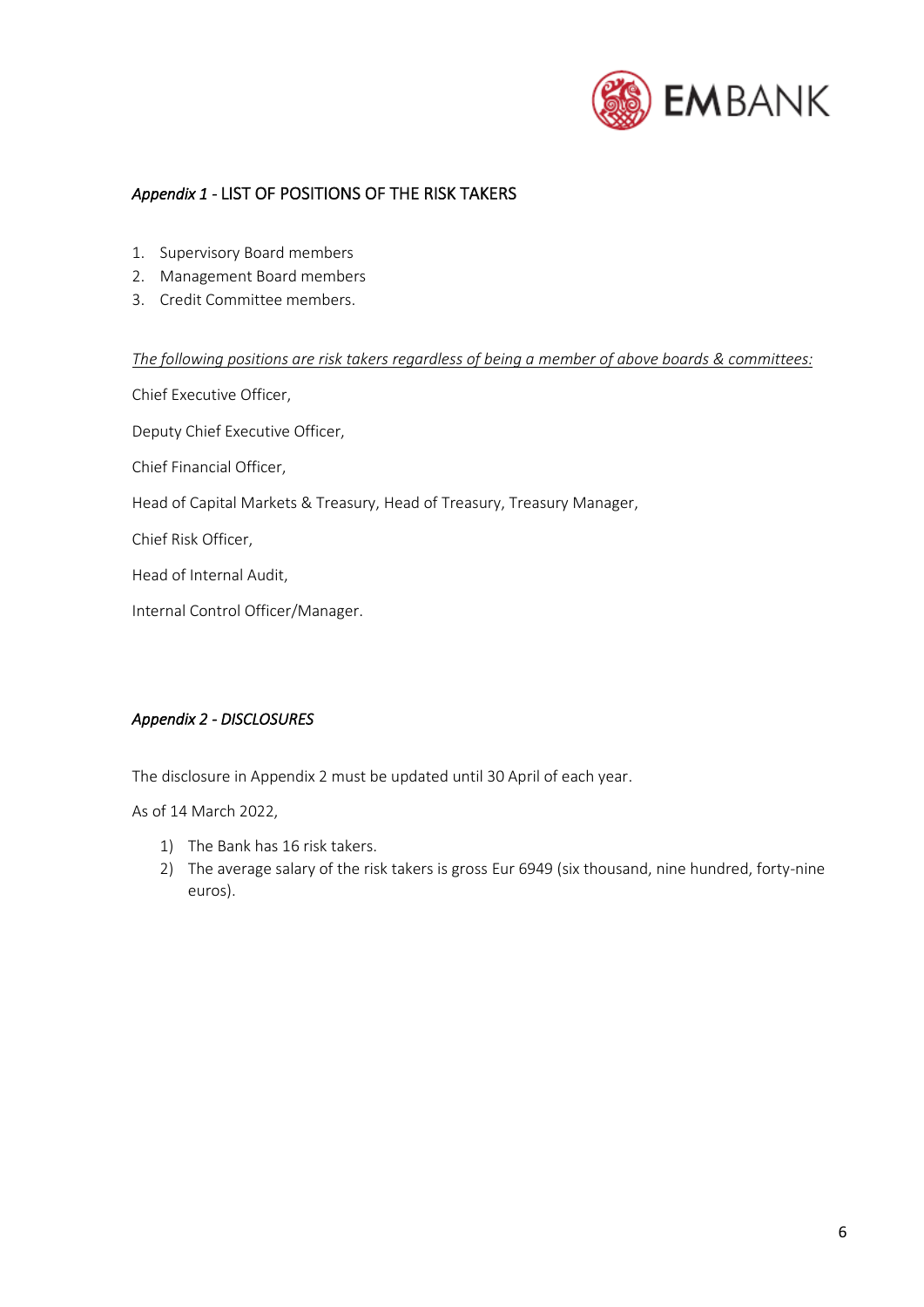## *Appendix 1* - LIST OF POSITIONS OF THE RISK TAKERS

1. Supervisory Board members
2. Management Board members
3. Credit Committee members.

*The following positions are risk takers regardless of being a member of above boards & committees:*

Chief Executive Officer,

Deputy Chief Executive Officer,

Chief Financial Officer,

Head of Capital Markets & Treasury, Head of Treasury, Treasury Manager,

Chief Risk Officer,

Head of Internal Audit,

Internal Control Officer/Manager.

## *Appendix 2 - DISCLOSURES*

The disclosure in Appendix 2 must be updated until 30 April of each year.

As of 14 March 2022,

1) The Bank has 16 risk takers.
2) The average salary of the risk takers is gross Eur 6949 (six thousand, nine hundred, forty-nine euros).